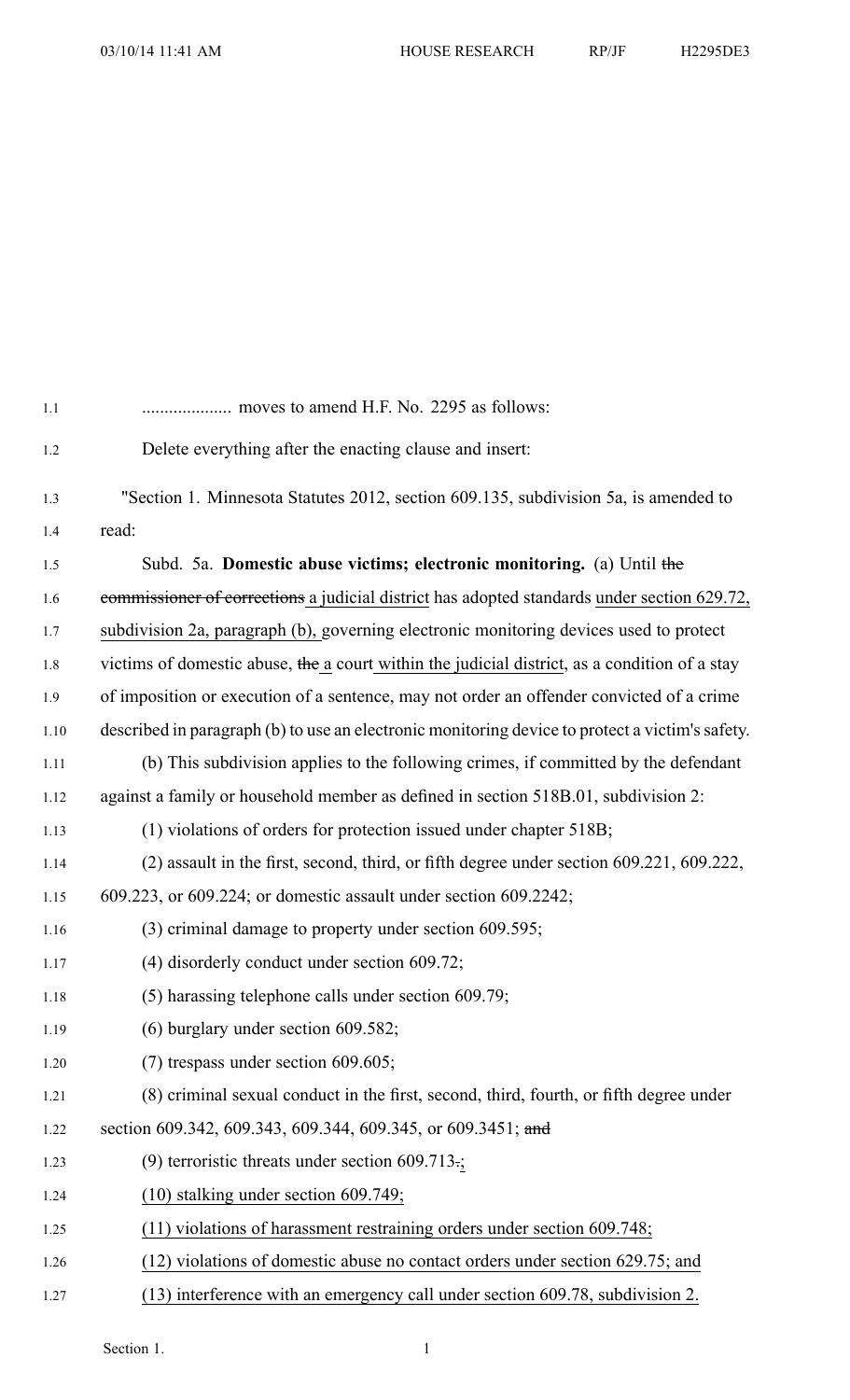.................... moves to amend H.F. No. 2295 as follows:

Delete everything after the enacting clause and insert:

"Section 1. Minnesota Statutes 2012, section 609.135, subdivision 5a, is amended to read:

Subd. 5a. **Domestic abuse victims; electronic monitoring.** (a) Until ~~the commissioner of corrections~~ <u>a judicial district</u> has adopted standards <u>under section 629.72, subdivision 2a, paragraph (b),</u> governing electronic monitoring devices used to protect victims of domestic abuse, ~~the~~ <u>a</u> court <u>within the judicial district</u>, as a condition of a stay of imposition or execution of a sentence, may not order an offender convicted of a crime described in paragraph (b) to use an electronic monitoring device to protect a victim's safety.

(b) This subdivision applies to the following crimes, if committed by the defendant against a family or household member as defined in section 518B.01, subdivision 2:

(1) violations of orders for protection issued under chapter 518B;

(2) assault in the first, second, third, or fifth degree under section 609.221, 609.222, 609.223, or 609.224; or domestic assault under section 609.2242;

(3) criminal damage to property under section 609.595;

(4) disorderly conduct under section 609.72;

(5) harassing telephone calls under section 609.79;

(6) burglary under section 609.582;

(7) trespass under section 609.605;

(8) criminal sexual conduct in the first, second, third, fourth, or fifth degree under section 609.342, 609.343, 609.344, 609.345, or 609.3451; ~~and~~

(9) terroristic threats under section 609.713~~.~~<u>;</u>

<u>(10) stalking under section 609.749;</u>

<u>(11) violations of harassment restraining orders under section 609.748;</u>

<u>(12) violations of domestic abuse no contact orders under section 629.75; and</u>

<u>(13) interference with an emergency call under section 609.78, subdivision 2.</u>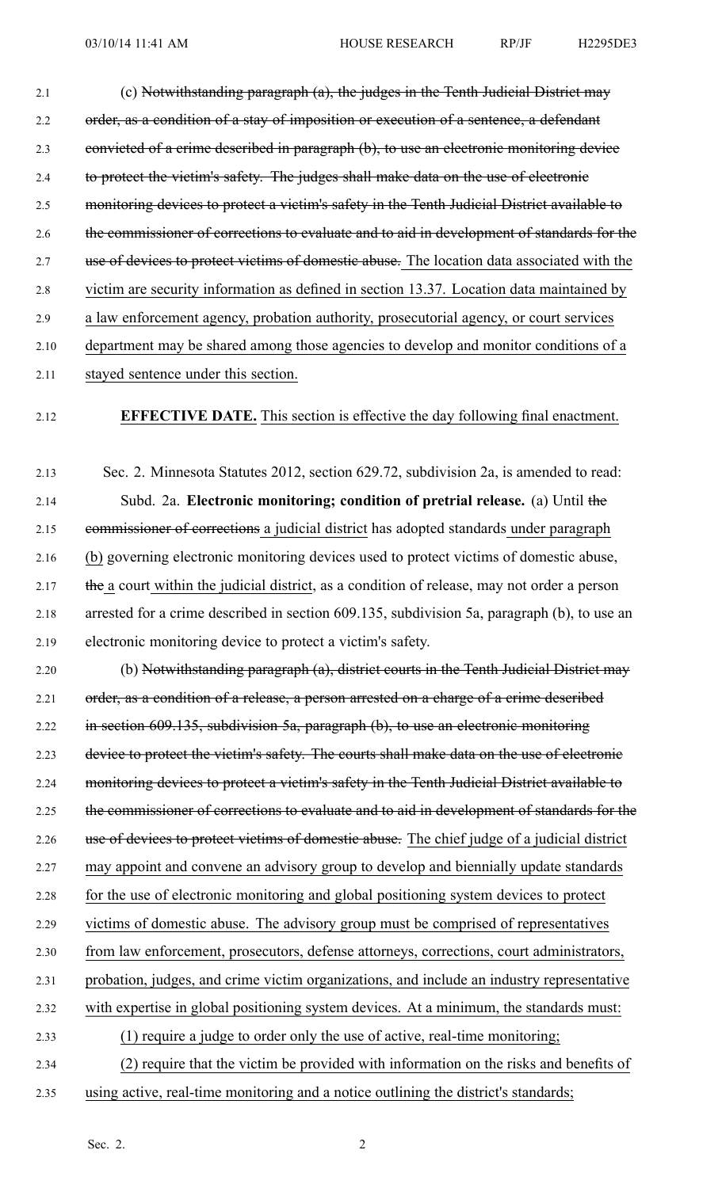(c) ~~Notwithstanding paragraph (a), the judges in the Tenth Judicial District may order, as a condition of a stay of imposition or execution of a sentence, a defendant convicted of a crime described in paragraph (b), to use an electronic monitoring device to protect the victim's safety. The judges shall make data on the use of electronic monitoring devices to protect a victim's safety in the Tenth Judicial District available to the commissioner of corrections to evaluate and to aid in development of standards for the use of devices to protect victims of domestic abuse.~~ The location data associated with the victim are security information as defined in section 13.37. Location data maintained by a law enforcement agency, probation authority, prosecutorial agency, or court services department may be shared among those agencies to develop and monitor conditions of a stayed sentence under this section.

**EFFECTIVE DATE.** This section is effective the day following final enactment.

Sec. 2. Minnesota Statutes 2012, section 629.72, subdivision 2a, is amended to read:

Subd. 2a. **Electronic monitoring; condition of pretrial release.** (a) Until ~~the commissioner of corrections~~ a judicial district has adopted standards under paragraph (b) governing electronic monitoring devices used to protect victims of domestic abuse, ~~the~~ a court within the judicial district, as a condition of release, may not order a person arrested for a crime described in section 609.135, subdivision 5a, paragraph (b), to use an electronic monitoring device to protect a victim's safety.

(b) ~~Notwithstanding paragraph (a), district courts in the Tenth Judicial District may order, as a condition of a release, a person arrested on a charge of a crime described in section 609.135, subdivision 5a, paragraph (b), to use an electronic monitoring device to protect the victim's safety. The courts shall make data on the use of electronic monitoring devices to protect a victim's safety in the Tenth Judicial District available to the commissioner of corrections to evaluate and to aid in development of standards for the use of devices to protect victims of domestic abuse.~~ The chief judge of a judicial district may appoint and convene an advisory group to develop and biennially update standards for the use of electronic monitoring and global positioning system devices to protect victims of domestic abuse. The advisory group must be comprised of representatives from law enforcement, prosecutors, defense attorneys, corrections, court administrators, probation, judges, and crime victim organizations, and include an industry representative with expertise in global positioning system devices. At a minimum, the standards must:

(1) require a judge to order only the use of active, real-time monitoring;

(2) require that the victim be provided with information on the risks and benefits of using active, real-time monitoring and a notice outlining the district's standards;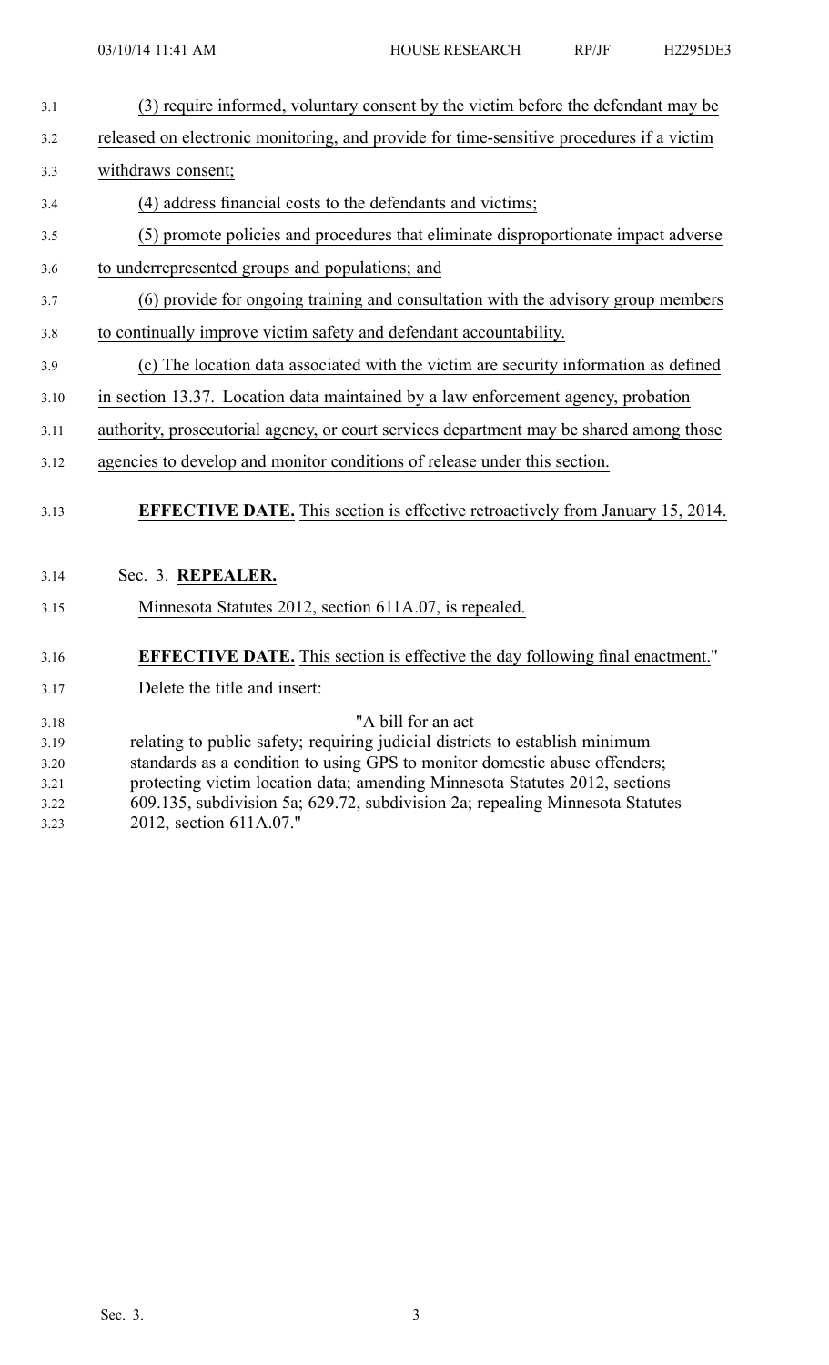(3) require informed, voluntary consent by the victim before the defendant may be released on electronic monitoring, and provide for time-sensitive procedures if a victim withdraws consent;

(4) address financial costs to the defendants and victims;

(5) promote policies and procedures that eliminate disproportionate impact adverse to underrepresented groups and populations; and

(6) provide for ongoing training and consultation with the advisory group members to continually improve victim safety and defendant accountability.

(c) The location data associated with the victim are security information as defined in section 13.37. Location data maintained by a law enforcement agency, probation authority, prosecutorial agency, or court services department may be shared among those agencies to develop and monitor conditions of release under this section.

**EFFECTIVE DATE.** This section is effective retroactively from January 15, 2014.

Sec. 3. **REPEALER.**

Minnesota Statutes 2012, section 611A.07, is repealed.

**EFFECTIVE DATE.** This section is effective the day following final enactment."

Delete the title and insert:

"A bill for an act
relating to public safety; requiring judicial districts to establish minimum standards as a condition to using GPS to monitor domestic abuse offenders; protecting victim location data; amending Minnesota Statutes 2012, sections 609.135, subdivision 5a; 629.72, subdivision 2a; repealing Minnesota Statutes 2012, section 611A.07."